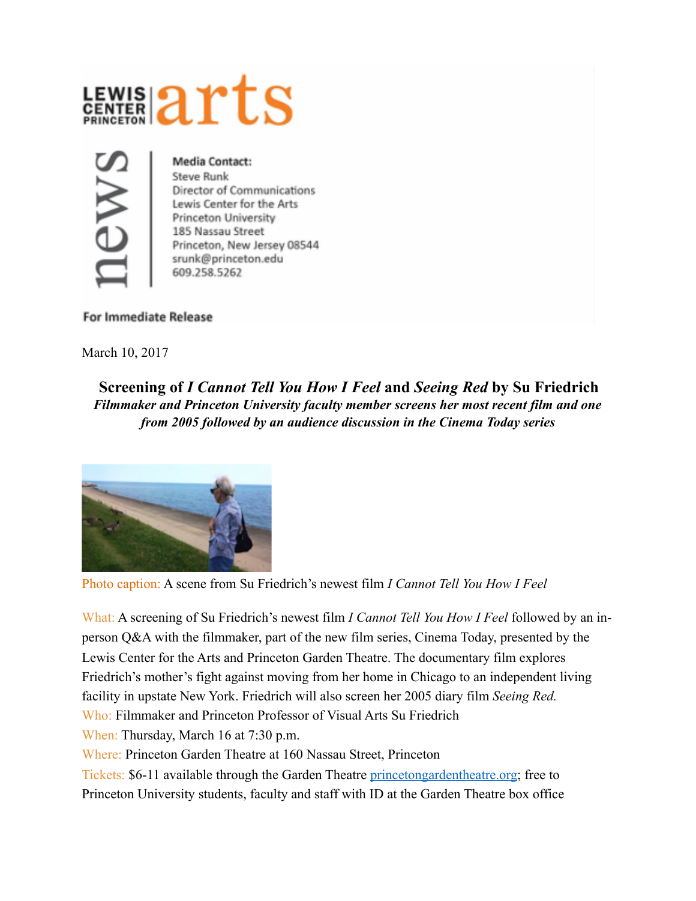LEWIS CENTER PRINCETON arts

news

**Media Contact:**
Steve Runk
Director of Communications
Lewis Center for the Arts
Princeton University
185 Nassau Street
Princeton, New Jersey 08544
srunk@princeton.edu
609.258.5262

**For Immediate Release**

March 10, 2017

## Screening of *I Cannot Tell You How I Feel* and *Seeing Red* by Su Friedrich

***Filmmaker and Princeton University faculty member screens her most recent film and one from 2005 followed by an audience discussion in the Cinema Today series***

Photo caption: A scene from Su Friedrich's newest film *I Cannot Tell You How I Feel*

What: A screening of Su Friedrich's newest film *I Cannot Tell You How I Feel* followed by an in-person Q&A with the filmmaker, part of the new film series, Cinema Today, presented by the Lewis Center for the Arts and Princeton Garden Theatre. The documentary film explores Friedrich's mother's fight against moving from her home in Chicago to an independent living facility in upstate New York. Friedrich will also screen her 2005 diary film *Seeing Red.*

Who: Filmmaker and Princeton Professor of Visual Arts Su Friedrich

When: Thursday, March 16 at 7:30 p.m.

Where: Princeton Garden Theatre at 160 Nassau Street, Princeton

Tickets: $6-11 available through the Garden Theatre princetongardentheatre.org; free to Princeton University students, faculty and staff with ID at the Garden Theatre box office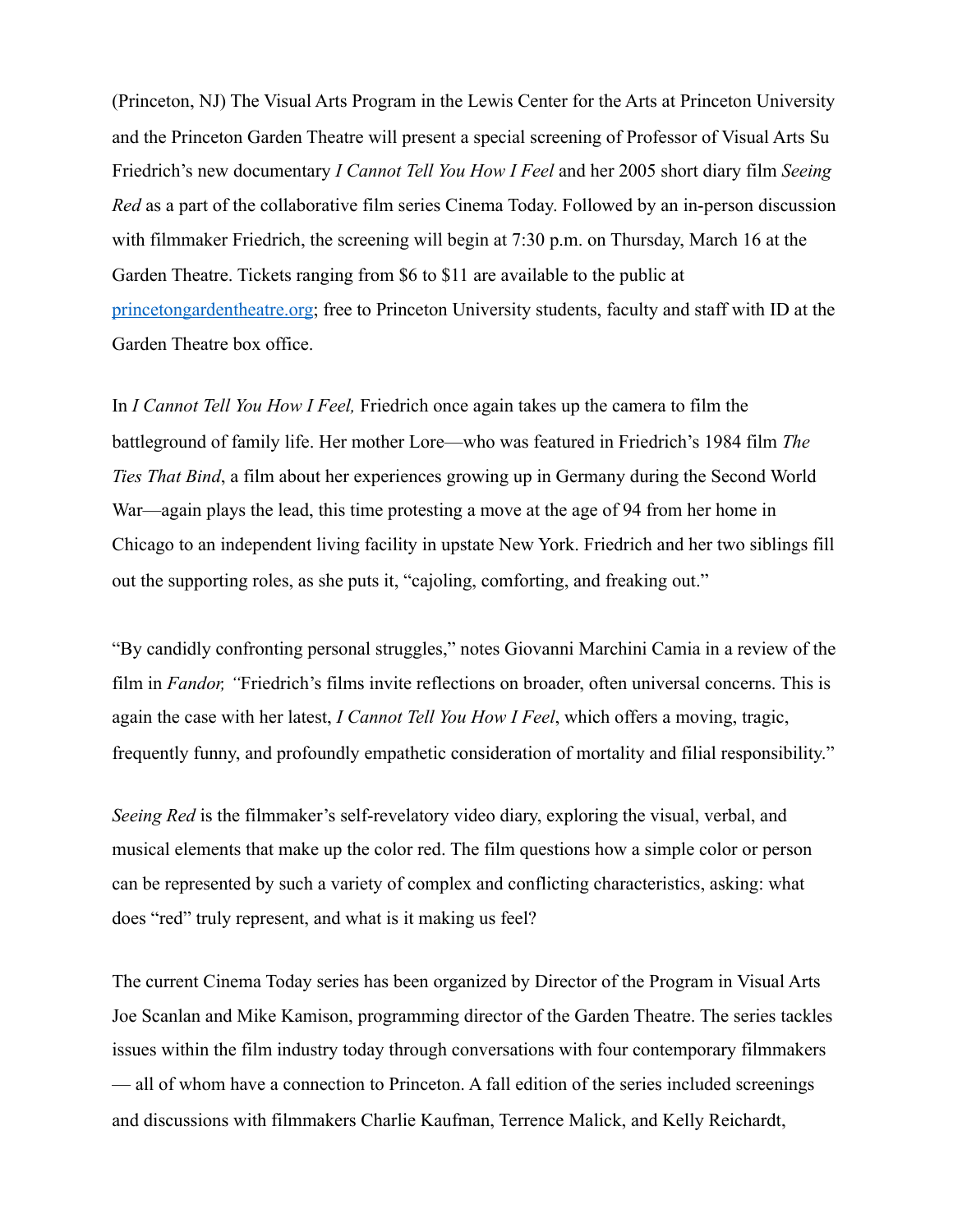(Princeton, NJ) The Visual Arts Program in the Lewis Center for the Arts at Princeton University and the Princeton Garden Theatre will present a special screening of Professor of Visual Arts Su Friedrich's new documentary *I Cannot Tell You How I Feel* and her 2005 short diary film *Seeing Red* as a part of the collaborative film series Cinema Today. Followed by an in-person discussion with filmmaker Friedrich, the screening will begin at 7:30 p.m. on Thursday, March 16 at the Garden Theatre. Tickets ranging from $6 to $11 are available to the public at [princetongardentheatre.org](princetongardentheatre.org); free to Princeton University students, faculty and staff with ID at the Garden Theatre box office.

In *I Cannot Tell You How I Feel,* Friedrich once again takes up the camera to film the battleground of family life. Her mother Lore—who was featured in Friedrich's 1984 film *The Ties That Bind*, a film about her experiences growing up in Germany during the Second World War—again plays the lead, this time protesting a move at the age of 94 from her home in Chicago to an independent living facility in upstate New York. Friedrich and her two siblings fill out the supporting roles, as she puts it, "cajoling, comforting, and freaking out."

"By candidly confronting personal struggles," notes Giovanni Marchini Camia in a review of the film in *Fandor, "*Friedrich's films invite reflections on broader, often universal concerns. This is again the case with her latest, *I Cannot Tell You How I Feel*, which offers a moving, tragic, frequently funny, and profoundly empathetic consideration of mortality and filial responsibility."

*Seeing Red* is the filmmaker's self-revelatory video diary, exploring the visual, verbal, and musical elements that make up the color red. The film questions how a simple color or person can be represented by such a variety of complex and conflicting characteristics, asking: what does "red" truly represent, and what is it making us feel?

The current Cinema Today series has been organized by Director of the Program in Visual Arts Joe Scanlan and Mike Kamison, programming director of the Garden Theatre. The series tackles issues within the film industry today through conversations with four contemporary filmmakers — all of whom have a connection to Princeton. A fall edition of the series included screenings and discussions with filmmakers Charlie Kaufman, Terrence Malick, and Kelly Reichardt,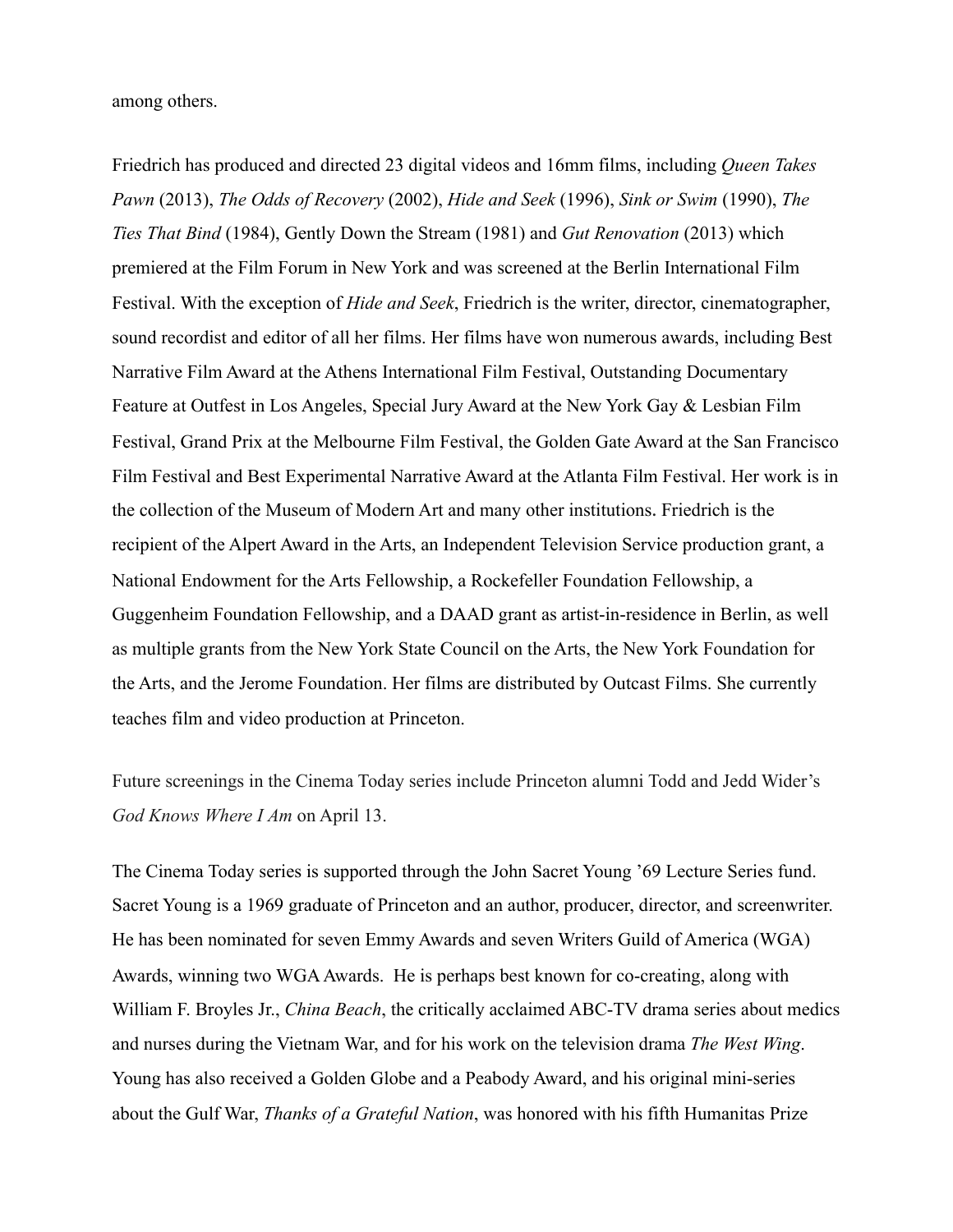among others.

Friedrich has produced and directed 23 digital videos and 16mm films, including *Queen Takes Pawn* (2013), *The Odds of Recovery* (2002), *Hide and Seek* (1996), *Sink or Swim* (1990), *The Ties That Bind* (1984), Gently Down the Stream (1981) and *Gut Renovation* (2013) which premiered at the Film Forum in New York and was screened at the Berlin International Film Festival. With the exception of *Hide and Seek*, Friedrich is the writer, director, cinematographer, sound recordist and editor of all her films. Her films have won numerous awards, including Best Narrative Film Award at the Athens International Film Festival, Outstanding Documentary Feature at Outfest in Los Angeles, Special Jury Award at the New York Gay & Lesbian Film Festival, Grand Prix at the Melbourne Film Festival, the Golden Gate Award at the San Francisco Film Festival and Best Experimental Narrative Award at the Atlanta Film Festival. Her work is in the collection of the Museum of Modern Art and many other institutions. Friedrich is the recipient of the Alpert Award in the Arts, an Independent Television Service production grant, a National Endowment for the Arts Fellowship, a Rockefeller Foundation Fellowship, a Guggenheim Foundation Fellowship, and a DAAD grant as artist-in-residence in Berlin, as well as multiple grants from the New York State Council on the Arts, the New York Foundation for the Arts, and the Jerome Foundation. Her films are distributed by Outcast Films. She currently teaches film and video production at Princeton.

Future screenings in the Cinema Today series include Princeton alumni Todd and Jedd Wider's *God Knows Where I Am* on April 13.

The Cinema Today series is supported through the John Sacret Young '69 Lecture Series fund. Sacret Young is a 1969 graduate of Princeton and an author, producer, director, and screenwriter. He has been nominated for seven Emmy Awards and seven Writers Guild of America (WGA) Awards, winning two WGA Awards. He is perhaps best known for co-creating, along with William F. Broyles Jr., *China Beach*, the critically acclaimed ABC-TV drama series about medics and nurses during the Vietnam War, and for his work on the television drama *The West Wing*. Young has also received a Golden Globe and a Peabody Award, and his original mini-series about the Gulf War, *Thanks of a Grateful Nation*, was honored with his fifth Humanitas Prize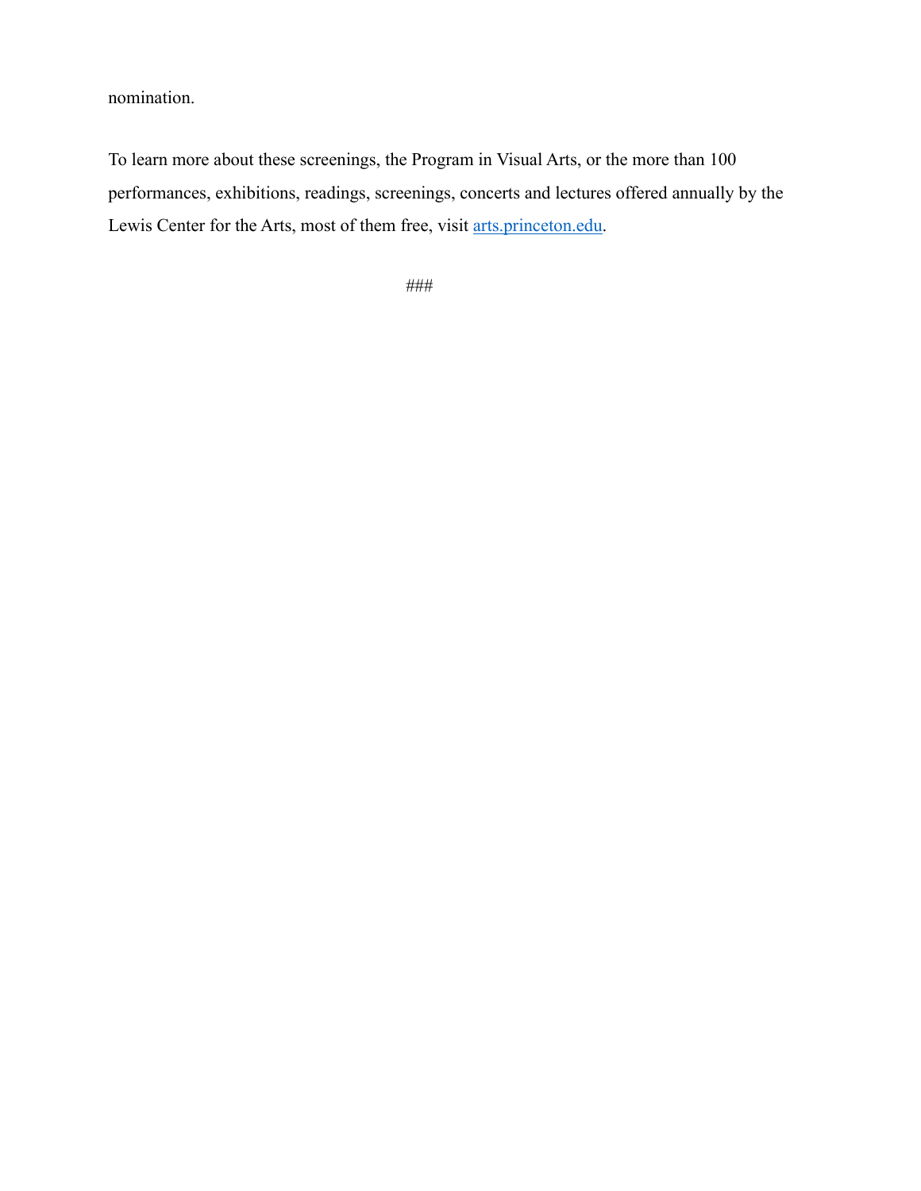nomination.

To learn more about these screenings, the Program in Visual Arts, or the more than 100 performances, exhibitions, readings, screenings, concerts and lectures offered annually by the Lewis Center for the Arts, most of them free, visit [arts.princeton.edu](arts.princeton.edu).

###